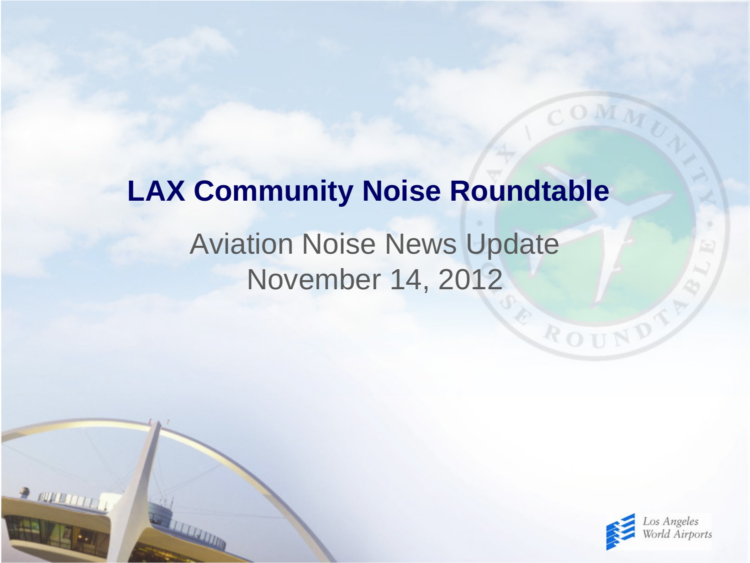# LAX Community Noise Roundtable

## Aviation Noise News Update

November 14, 2012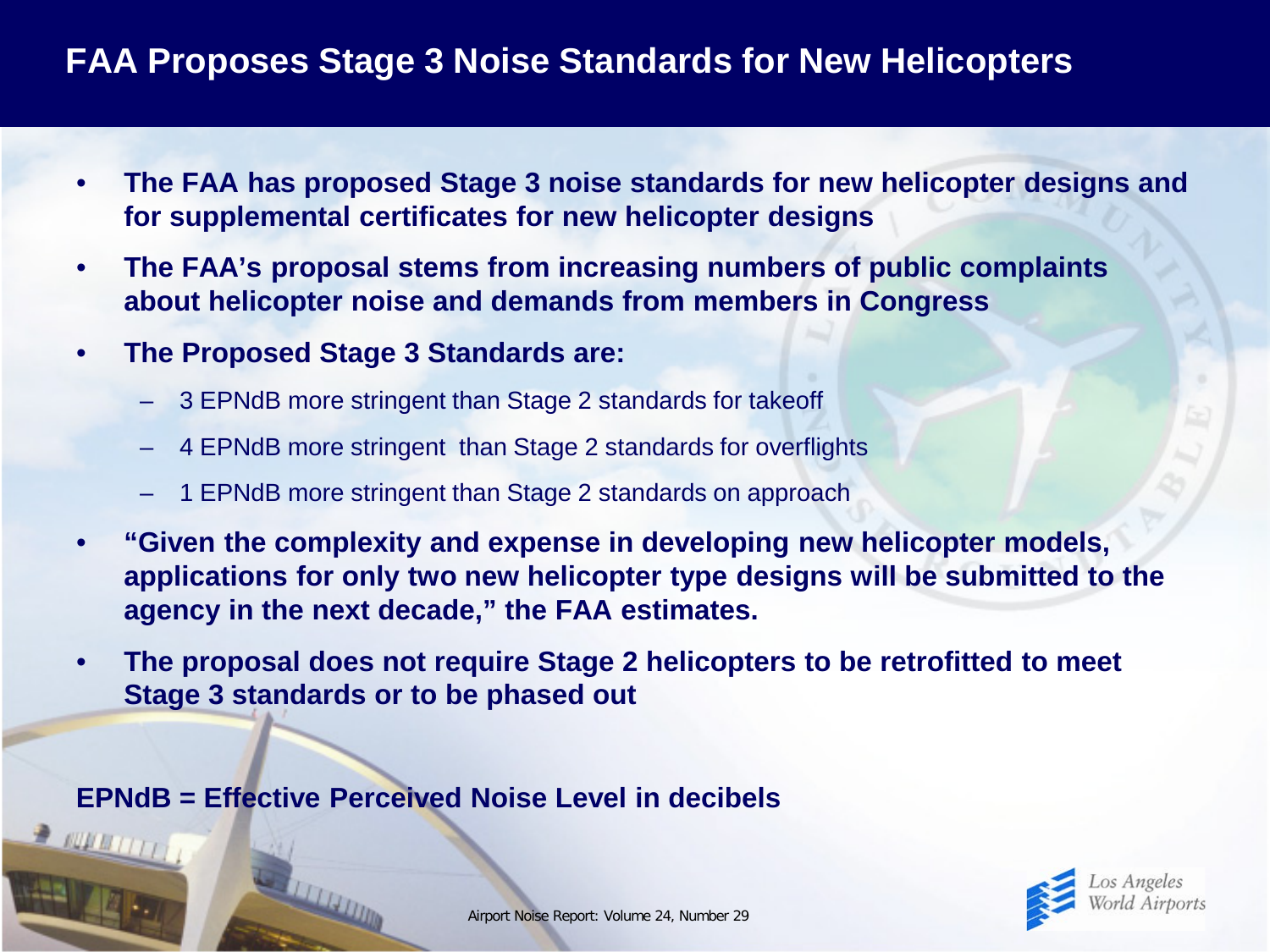# FAA Proposes Stage 3 Noise Standards for New Helicopters

- **The FAA has proposed Stage 3 noise standards for new helicopter designs and for supplemental certificates for new helicopter designs**
- **The FAA's proposal stems from increasing numbers of public complaints about helicopter noise and demands from members in Congress**
- **The Proposed Stage 3 Standards are:**
  - 3 EPNdB more stringent than Stage 2 standards for takeoff
  - 4 EPNdB more stringent than Stage 2 standards for overflights
  - 1 EPNdB more stringent than Stage 2 standards on approach
- **"Given the complexity and expense in developing new helicopter models, applications for only two new helicopter type designs will be submitted to the agency in the next decade," the FAA estimates.**
- **The proposal does not require Stage 2 helicopters to be retrofitted to meet Stage 3 standards or to be phased out**

**EPNdB = Effective Perceived Noise Level in decibels**

Airport Noise Report: Volume 24, Number 29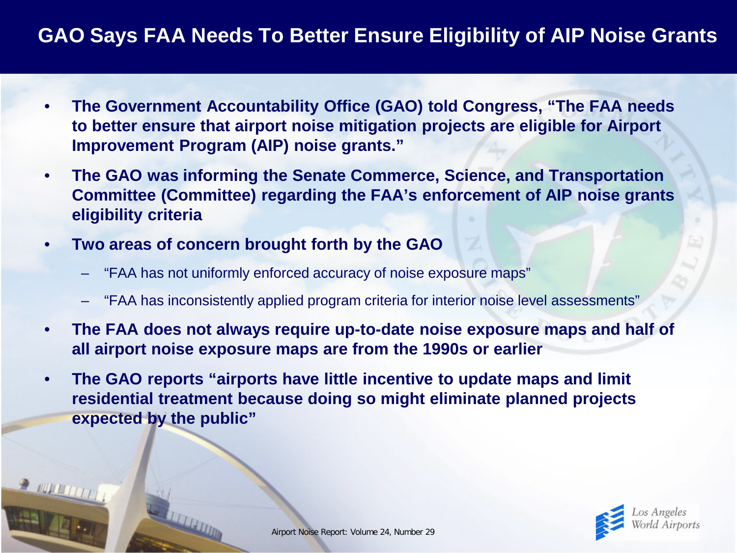# GAO Says FAA Needs To Better Ensure Eligibility of AIP Noise Grants

- **The Government Accountability Office (GAO) told Congress, "The FAA needs to better ensure that airport noise mitigation projects are eligible for Airport Improvement Program (AIP) noise grants."**
- **The GAO was informing the Senate Commerce, Science, and Transportation Committee (Committee) regarding the FAA's enforcement of AIP noise grants eligibility criteria**
- **Two areas of concern brought forth by the GAO**
  - "FAA has not uniformly enforced accuracy of noise exposure maps"
  - "FAA has inconsistently applied program criteria for interior noise level assessments"
- **The FAA does not always require up-to-date noise exposure maps and half of all airport noise exposure maps are from the 1990s or earlier**
- **The GAO reports "airports have little incentive to update maps and limit residential treatment because doing so might eliminate planned projects expected by the public"**

Airport Noise Report: Volume 24, Number 29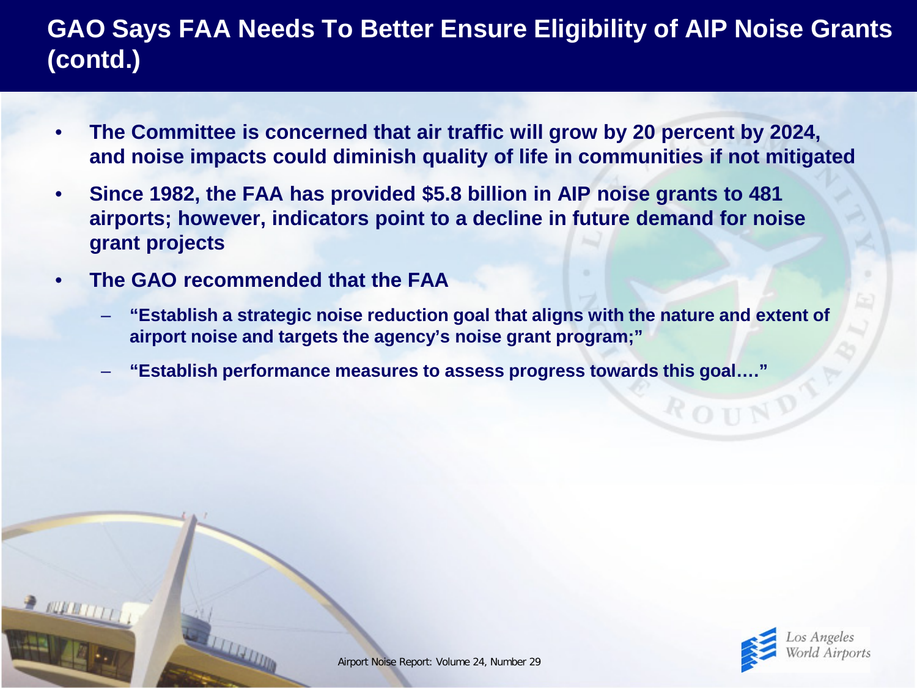# GAO Says FAA Needs To Better Ensure Eligibility of AIP Noise Grants (contd.)

- **The Committee is concerned that air traffic will grow by 20 percent by 2024, and noise impacts could diminish quality of life in communities if not mitigated**
- **Since 1982, the FAA has provided $5.8 billion in AIP noise grants to 481 airports; however, indicators point to a decline in future demand for noise grant projects**
- **The GAO recommended that the FAA**
  - **"Establish a strategic noise reduction goal that aligns with the nature and extent of airport noise and targets the agency's noise grant program;"**
  - **"Establish performance measures to assess progress towards this goal…."**

Airport Noise Report: Volume 24, Number 29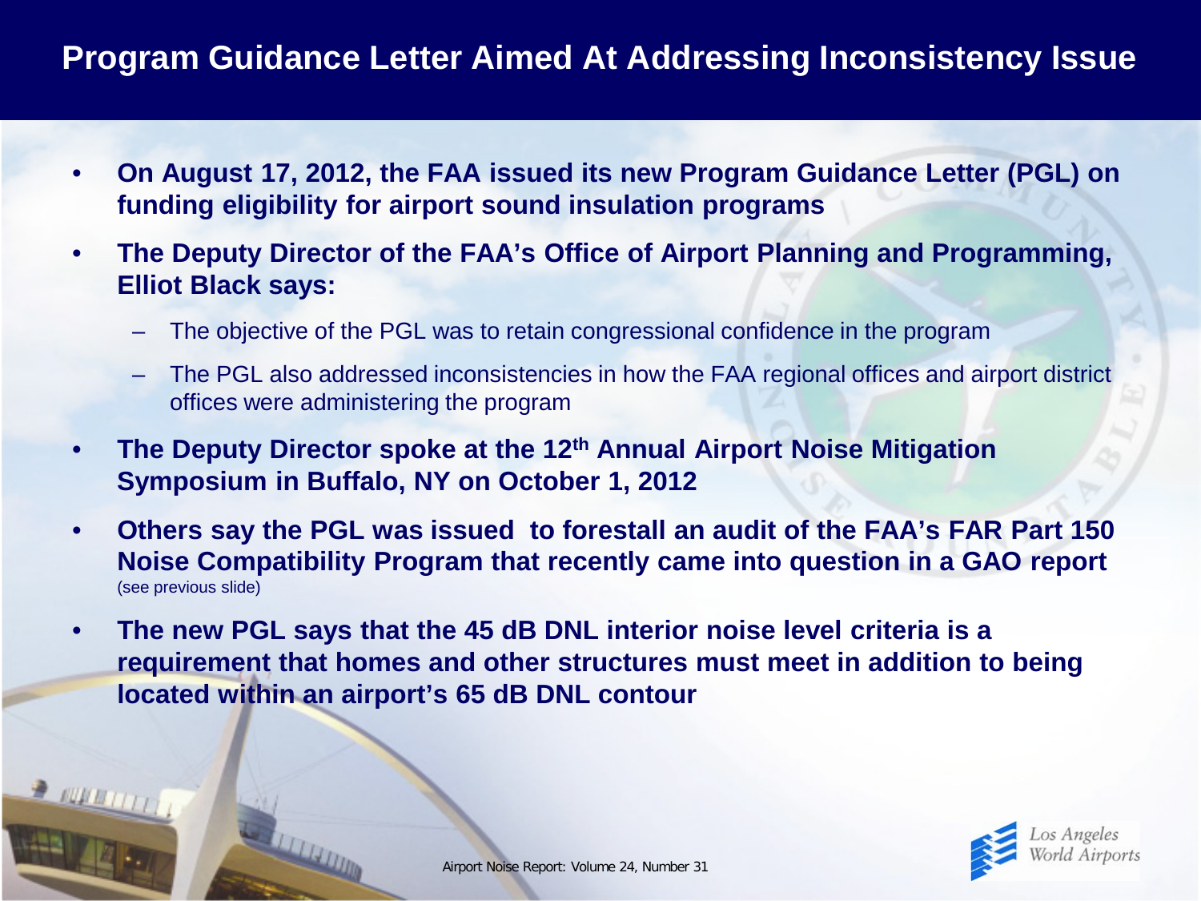# Program Guidance Letter Aimed At Addressing Inconsistency Issue

- **On August 17, 2012, the FAA issued its new Program Guidance Letter (PGL) on funding eligibility for airport sound insulation programs**
- **The Deputy Director of the FAA's Office of Airport Planning and Programming, Elliot Black says:**
  - The objective of the PGL was to retain congressional confidence in the program
  - The PGL also addressed inconsistencies in how the FAA regional offices and airport district offices were administering the program
- **The Deputy Director spoke at the 12th Annual Airport Noise Mitigation Symposium in Buffalo, NY on October 1, 2012**
- **Others say the PGL was issued to forestall an audit of the FAA's FAR Part 150 Noise Compatibility Program that recently came into question in a GAO report** (see previous slide)
- **The new PGL says that the 45 dB DNL interior noise level criteria is a requirement that homes and other structures must meet in addition to being located within an airport's 65 dB DNL contour**

Airport Noise Report: Volume 24, Number 31

Los Angeles World Airports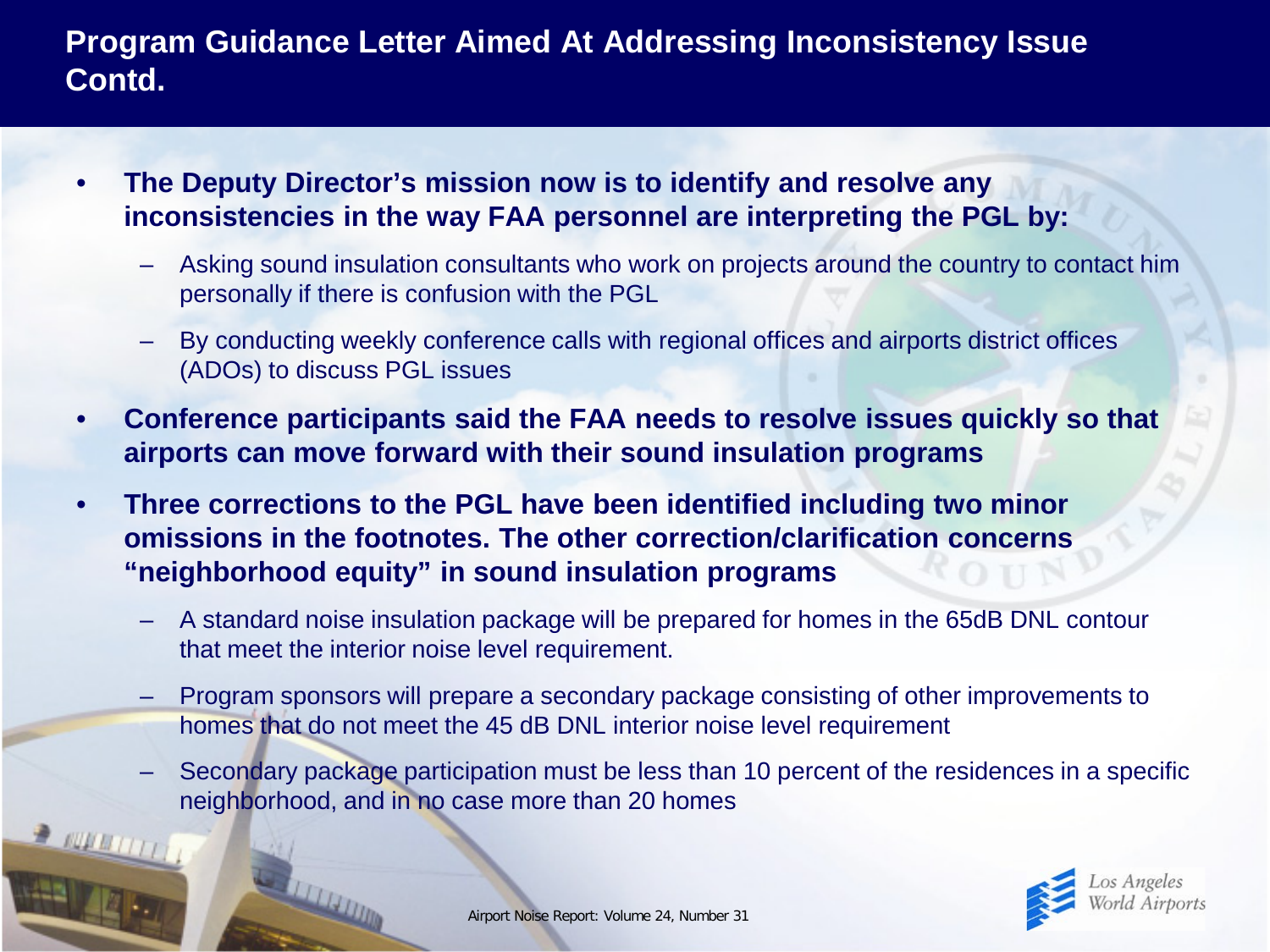# Program Guidance Letter Aimed At Addressing Inconsistency Issue Contd.

- **The Deputy Director's mission now is to identify and resolve any inconsistencies in the way FAA personnel are interpreting the PGL by:**
  - Asking sound insulation consultants who work on projects around the country to contact him personally if there is confusion with the PGL
  - By conducting weekly conference calls with regional offices and airports district offices (ADOs) to discuss PGL issues
- **Conference participants said the FAA needs to resolve issues quickly so that airports can move forward with their sound insulation programs**
- **Three corrections to the PGL have been identified including two minor omissions in the footnotes. The other correction/clarification concerns "neighborhood equity" in sound insulation programs**
  - A standard noise insulation package will be prepared for homes in the 65dB DNL contour that meet the interior noise level requirement.
  - Program sponsors will prepare a secondary package consisting of other improvements to homes that do not meet the 45 dB DNL interior noise level requirement
  - Secondary package participation must be less than 10 percent of the residences in a specific neighborhood, and in no case more than 20 homes

Airport Noise Report: Volume 24, Number 31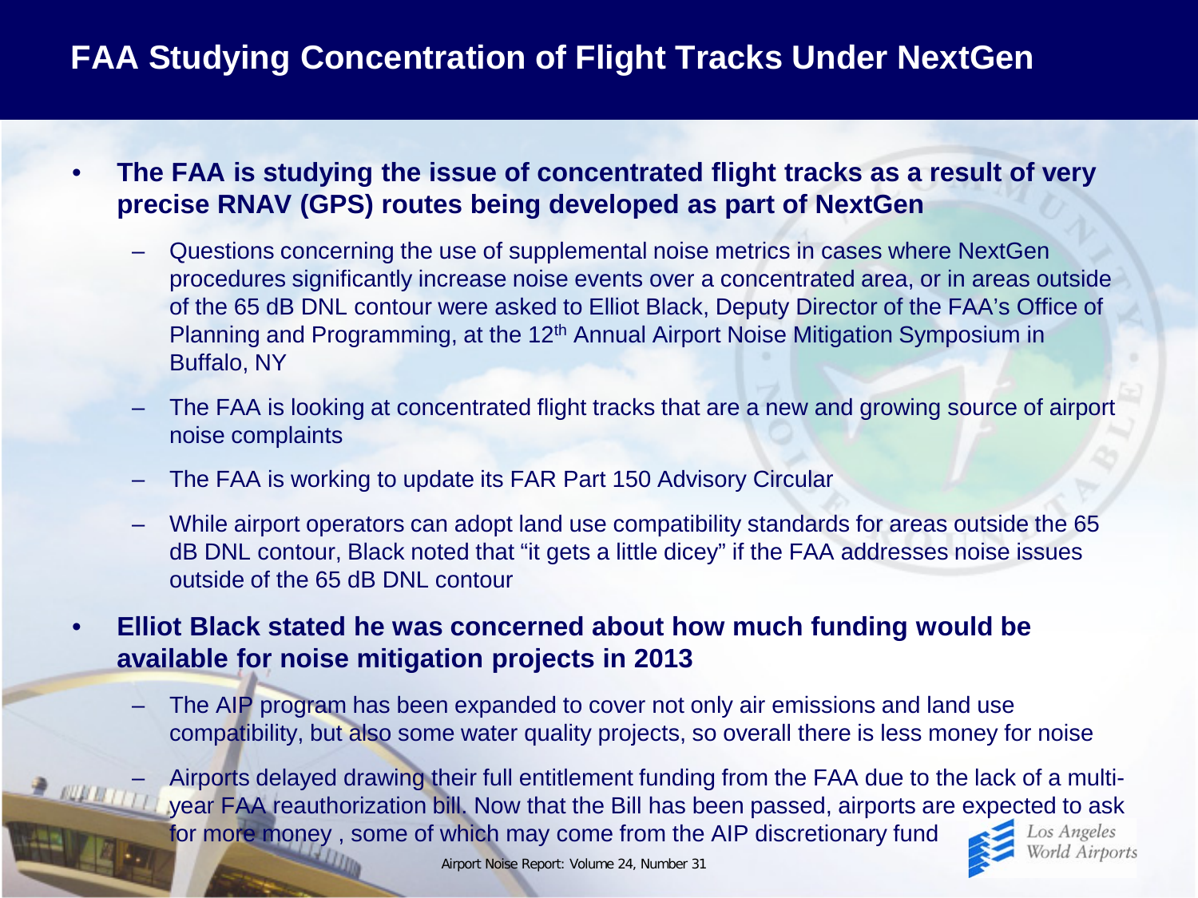# FAA Studying Concentration of Flight Tracks Under NextGen

- **The FAA is studying the issue of concentrated flight tracks as a result of very precise RNAV (GPS) routes being developed as part of NextGen**
  - Questions concerning the use of supplemental noise metrics in cases where NextGen procedures significantly increase noise events over a concentrated area, or in areas outside of the 65 dB DNL contour were asked to Elliot Black, Deputy Director of the FAA's Office of Planning and Programming, at the 12th Annual Airport Noise Mitigation Symposium in Buffalo, NY
  - The FAA is looking at concentrated flight tracks that are a new and growing source of airport noise complaints
  - The FAA is working to update its FAR Part 150 Advisory Circular
  - While airport operators can adopt land use compatibility standards for areas outside the 65 dB DNL contour, Black noted that "it gets a little dicey" if the FAA addresses noise issues outside of the 65 dB DNL contour
- **Elliot Black stated he was concerned about how much funding would be available for noise mitigation projects in 2013**
  - The AIP program has been expanded to cover not only air emissions and land use compatibility, but also some water quality projects, so overall there is less money for noise
  - Airports delayed drawing their full entitlement funding from the FAA due to the lack of a multi-year FAA reauthorization bill. Now that the Bill has been passed, airports are expected to ask for more money , some of which may come from the AIP discretionary fund

Airport Noise Report: Volume 24, Number 31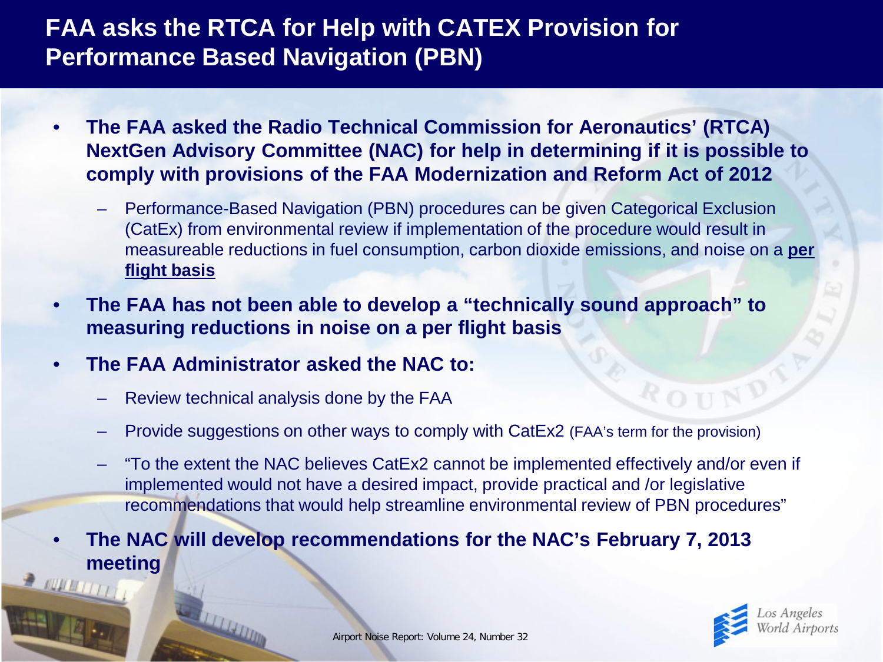# FAA asks the RTCA for Help with CATEX Provision for Performance Based Navigation (PBN)

- **The FAA asked the Radio Technical Commission for Aeronautics' (RTCA) NextGen Advisory Committee (NAC) for help in determining if it is possible to comply with provisions of the FAA Modernization and Reform Act of 2012**
  - Performance-Based Navigation (PBN) procedures can be given Categorical Exclusion (CatEx) from environmental review if implementation of the procedure would result in measureable reductions in fuel consumption, carbon dioxide emissions, and noise on a **per flight basis**
- **The FAA has not been able to develop a "technically sound approach" to measuring reductions in noise on a per flight basis**
- **The FAA Administrator asked the NAC to:**
  - Review technical analysis done by the FAA
  - Provide suggestions on other ways to comply with CatEx2 (FAA's term for the provision)
  - "To the extent the NAC believes CatEx2 cannot be implemented effectively and/or even if implemented would not have a desired impact, provide practical and /or legislative recommendations that would help streamline environmental review of PBN procedures"
- **The NAC will develop recommendations for the NAC's February 7, 2013 meeting**

Airport Noise Report: Volume 24, Number 32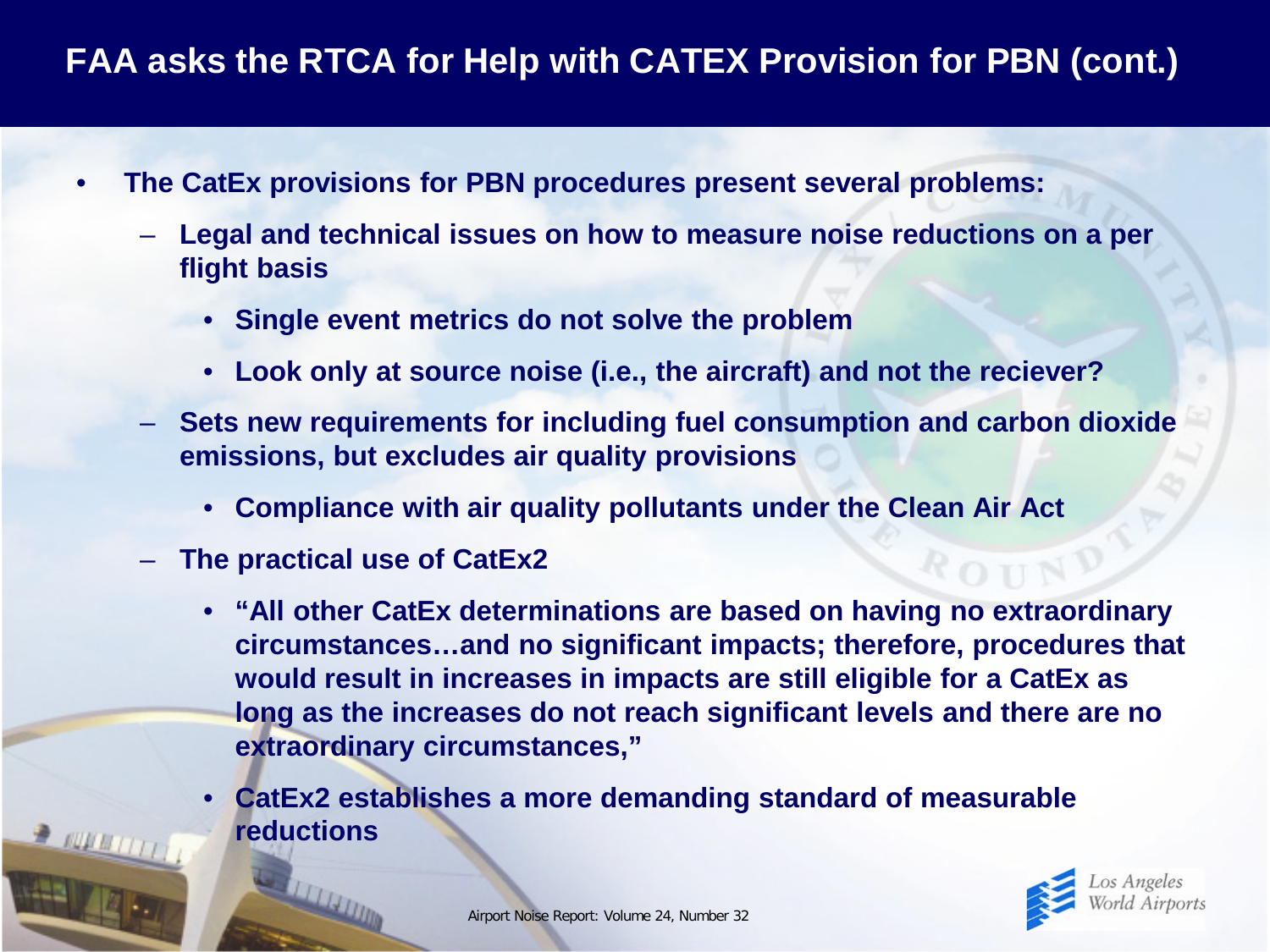# FAA asks the RTCA for Help with CATEX Provision for PBN (cont.)

- **The CatEx provisions for PBN procedures present several problems:**
  - **Legal and technical issues on how to measure noise reductions on a per flight basis**
    - **Single event metrics do not solve the problem**
    - **Look only at source noise (i.e., the aircraft) and not the reciever?**
  - **Sets new requirements for including fuel consumption and carbon dioxide emissions, but excludes air quality provisions**
    - **Compliance with air quality pollutants under the Clean Air Act**
  - **The practical use of CatEx2**
    - **"All other CatEx determinations are based on having no extraordinary circumstances…and no significant impacts; therefore, procedures that would result in increases in impacts are still eligible for a CatEx as long as the increases do not reach significant levels and there are no extraordinary circumstances,"**
    - **CatEx2 establishes a more demanding standard of measurable reductions**

Airport Noise Report: Volume 24, Number 32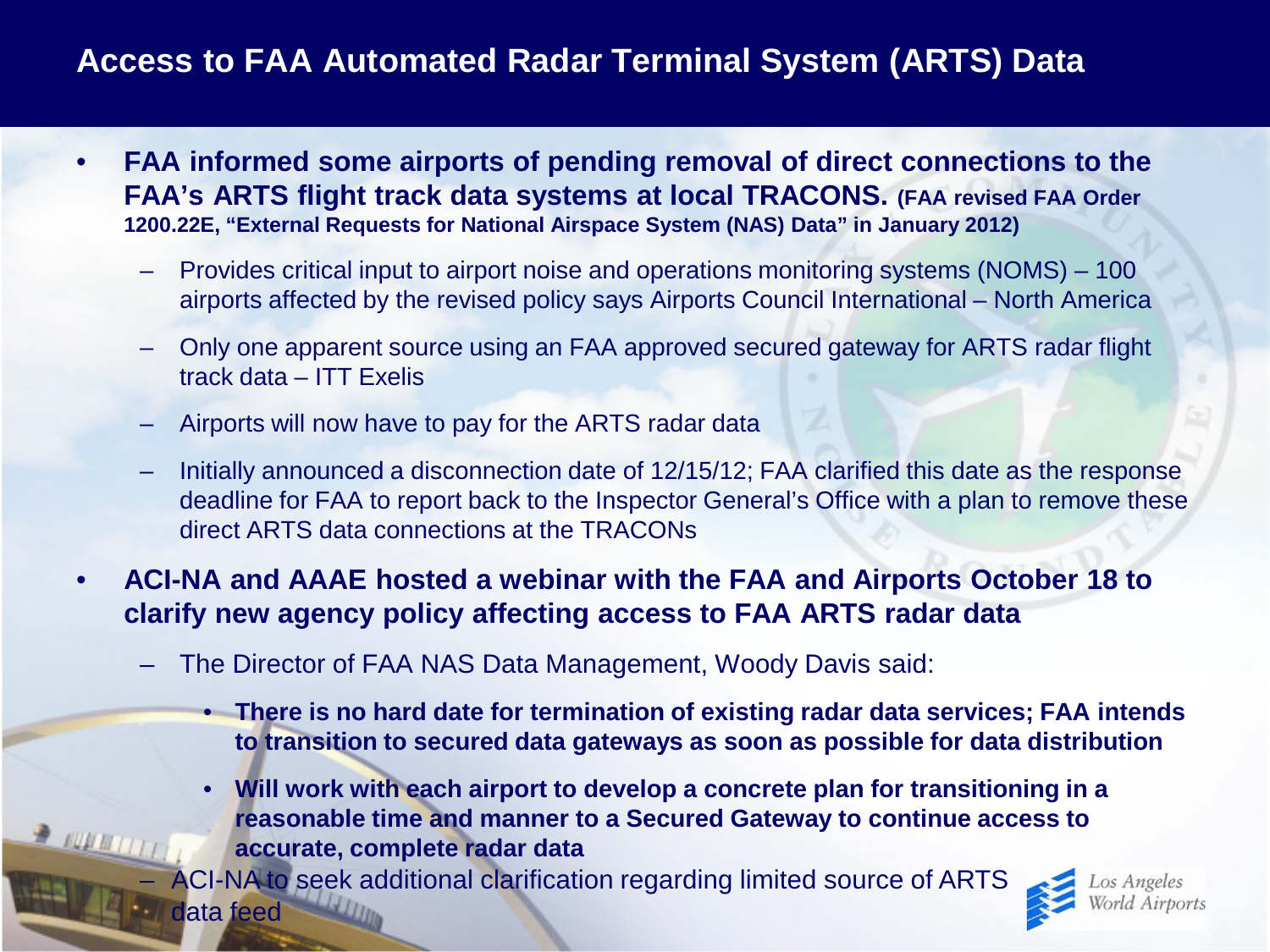# Access to FAA Automated Radar Terminal System (ARTS) Data

- **FAA informed some airports of pending removal of direct connections to the FAA's ARTS flight track data systems at local TRACONS. (FAA revised FAA Order 1200.22E, "External Requests for National Airspace System (NAS) Data" in January 2012)**
  - Provides critical input to airport noise and operations monitoring systems (NOMS) – 100 airports affected by the revised policy says Airports Council International – North America
  - Only one apparent source using an FAA approved secured gateway for ARTS radar flight track data – ITT Exelis
  - Airports will now have to pay for the ARTS radar data
  - Initially announced a disconnection date of 12/15/12; FAA clarified this date as the response deadline for FAA to report back to the Inspector General's Office with a plan to remove these direct ARTS data connections at the TRACONs
- **ACI-NA and AAAE hosted a webinar with the FAA and Airports October 18 to clarify new agency policy affecting access to FAA ARTS radar data**
  - The Director of FAA NAS Data Management, Woody Davis said:
    - **There is no hard date for termination of existing radar data services; FAA intends to transition to secured data gateways as soon as possible for data distribution**
    - **Will work with each airport to develop a concrete plan for transitioning in a reasonable time and manner to a Secured Gateway to continue access to accurate, complete radar data**
  - ACI-NA to seek additional clarification regarding limited source of ARTS data feed

Los Angeles World Airports